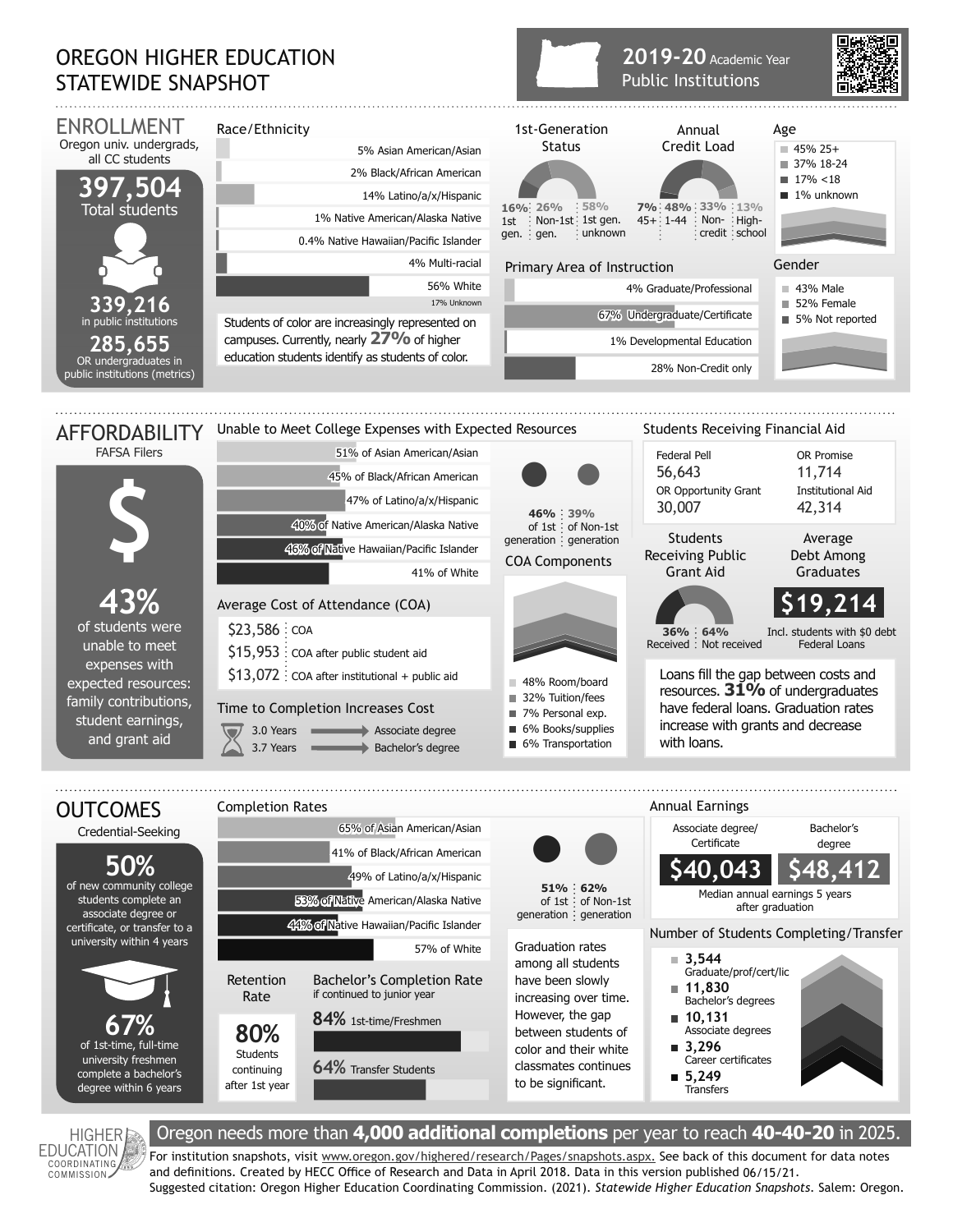# OREGON HIGHER EDUCATION STATEWIDE SNAPSHOT

**2019-20** Academic Year
Public Institutions

## ENROLLMENT

Oregon univ. undergrads, all CC students

**397,504**
Total students

**339,216**
in public institutions

**285,655**
OR undergraduates in public institutions (metrics)

### Race/Ethnicity

- 5% Asian American/Asian
- 2% Black/African American
- 14% Latino/a/x/Hispanic
- 1% Native American/Alaska Native
- 0.4% Native Hawaiian/Pacific Islander
- 4% Multi-racial
- 56% White
- 17% Unknown

Students of color are increasingly represented on campuses. Currently, nearly **27%** of higher education students identify as students of color.

### 1st-Generation Status

- 16% 1st gen.
- 26% Non-1st gen.
- 58% 1st gen. unknown

### Annual Credit Load

- 7% 45+
- 48% 1-44
- 33% Non-credit
- 13% High-school

### Age

- 45% 25+
- 37% 18-24
- 17% <18
- 1% unknown

### Primary Area of Instruction

- 4% Graduate/Professional
- 67% Undergraduate/Certificate
- 1% Developmental Education
- 28% Non-Credit only

### Gender

- 43% Male
- 52% Female
- 5% Not reported

## AFFORDABILITY

FAFSA Filers

**43%**
of students were unable to meet expenses with expected resources: family contributions, student earnings, and grant aid

### Unable to Meet College Expenses with Expected Resources

- 51% of Asian American/Asian
- 45% of Black/African American
- 47% of Latino/a/x/Hispanic
- 40% of Native American/Alaska Native
- 46% of Native Hawaiian/Pacific Islander
- 41% of White

46% of 1st generation | 39% of Non-1st generation

### Average Cost of Attendance (COA)

- $23,586 COA
- $15,953 COA after public student aid
- $13,072 COA after institutional + public aid

### COA Components

- 48% Room/board
- 32% Tuition/fees
- 7% Personal exp.
- 6% Books/supplies
- 6% Transportation

### Time to Completion Increases Cost

- 3.0 Years → Associate degree
- 3.7 Years → Bachelor's degree

### Students Receiving Financial Aid

| Federal Pell | OR Promise |
|---|---|
| 56,643 | 11,714 |
| **OR Opportunity Grant** | **Institutional Aid** |
| 30,007 | 42,314 |

### Students Receiving Public Grant Aid

36% Received | 64% Not received

### Average Debt Among Graduates

**$19,214**
Incl. students with $0 debt
Federal Loans

Loans fill the gap between costs and resources. **31%** of undergraduates have federal loans. Graduation rates increase with grants and decrease with loans.

## OUTCOMES

Credential-Seeking

**50%**
of new community college students complete an associate degree or certificate, or transfer to a university within 4 years

**67%**
of 1st-time, full-time university freshmen complete a bachelor's degree within 6 years

### Completion Rates

- 65% of Asian American/Asian
- 41% of Black/African American
- 49% of Latino/a/x/Hispanic
- 53% of Native American/Alaska Native
- 44% of Native Hawaiian/Pacific Islander
- 57% of White

51% of 1st generation | 62% of Non-1st generation

Graduation rates among all students have been slowly increasing over time. However, the gap between students of color and their white classmates continues to be significant.

### Retention Rate

**80%**
Students continuing after 1st year

### Bachelor's Completion Rate

if continued to junior year

- **84%** 1st-time/Freshmen
- **64%** Transfer Students

### Annual Earnings

| Associate degree/Certificate | Bachelor's degree |
|---|---|
| $40,043 | $48,412 |

Median annual earnings 5 years after graduation

### Number of Students Completing/Transfer

- **3,544** Graduate/prof/cert/lic
- **11,830** Bachelor's degrees
- **10,131** Associate degrees
- **3,296** Career certificates
- **5,249** Transfers

Oregon needs more than **4,000 additional completions** per year to reach **40-40-20** in 2025.

HIGHER EDUCATION COORDINATING COMMISSION

For institution snapshots, visit www.oregon.gov/highered/research/Pages/snapshots.aspx. See back of this document for data notes and definitions. Created by HECC Office of Research and Data in April 2018. Data in this version published 06/15/21.
Suggested citation: Oregon Higher Education Coordinating Commission. (2021). *Statewide Higher Education Snapshots*. Salem: Oregon.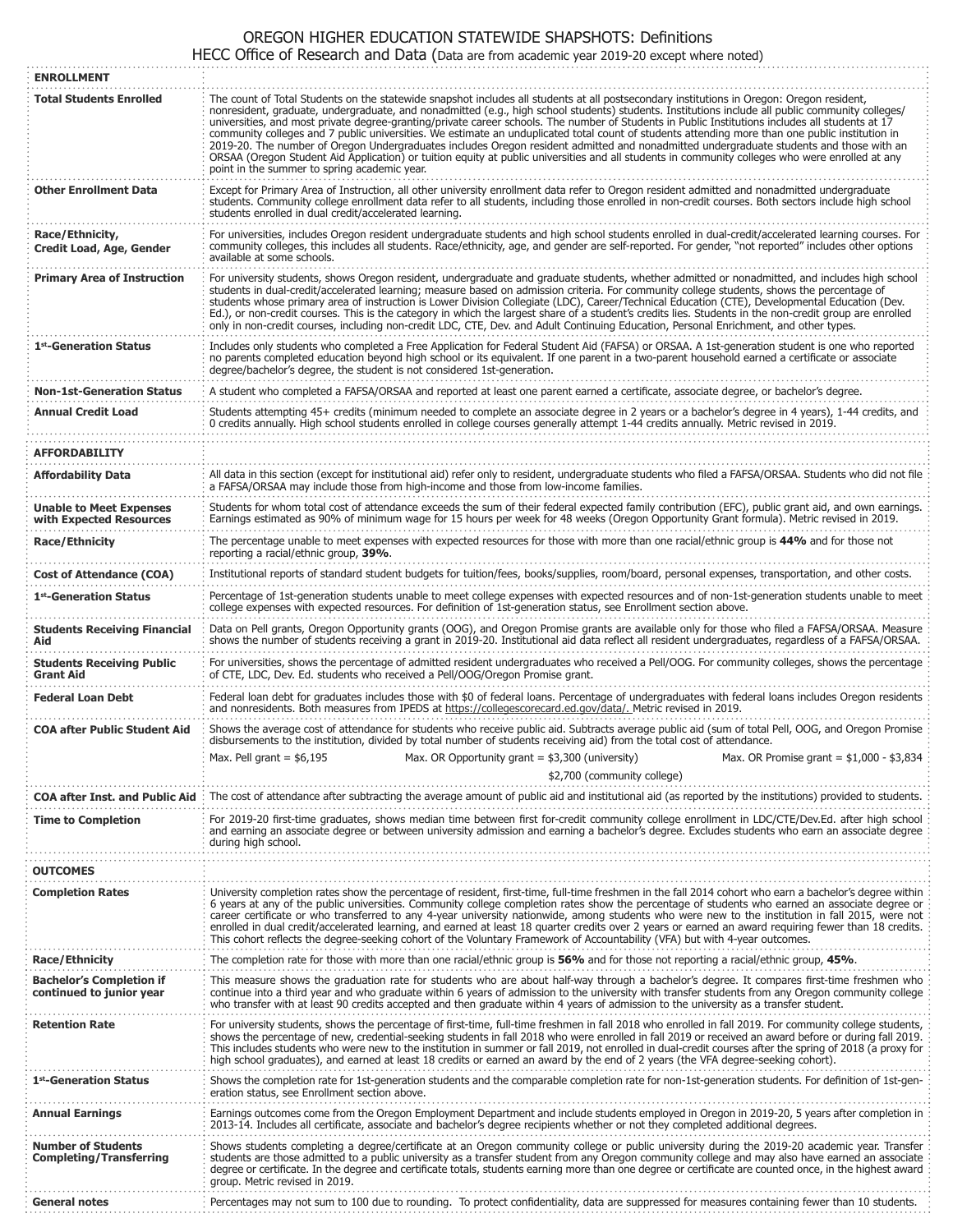# OREGON HIGHER EDUCATION STATEWIDE SHAPSHOTS: Definitions

HECC Office of Research and Data (Data are from academic year 2019-20 except where noted)

| | |
|---|---|
| **ENROLLMENT** | |
| **Total Students Enrolled** | The count of Total Students on the statewide snapshot includes all students at all postsecondary institutions in Oregon: Oregon resident, nonresident, graduate, undergraduate, and nonadmitted (e.g., high school students) students. Institutions include all public community colleges/ universities, and most private degree-granting/private career schools. The number of Students in Public Institutions includes all students at 17 community colleges and 7 public universities. We estimate an unduplicated total count of students attending more than one public institution in 2019-20. The number of Oregon Undergraduates includes Oregon resident admitted and nonadmitted undergraduate students and those with an ORSAA (Oregon Student Aid Application) or tuition equity at public universities and all students in community colleges who were enrolled at any point in the summer to spring academic year. |
| **Other Enrollment Data** | Except for Primary Area of Instruction, all other university enrollment data refer to Oregon resident admitted and nonadmitted undergraduate students. Community college enrollment data refer to all students, including those enrolled in non-credit courses. Both sectors include high school students enrolled in dual credit/accelerated learning. |
| **Race/Ethnicity, Credit Load, Age, Gender** | For universities, includes Oregon resident undergraduate students and high school students enrolled in dual-credit/accelerated learning courses. For community colleges, this includes all students. Race/ethnicity, age, and gender are self-reported. For gender, "not reported" includes other options available at some schools. |
| **Primary Area of Instruction** | For university students, shows Oregon resident, undergraduate and graduate students, whether admitted or nonadmitted, and includes high school students in dual-credit/accelerated learning; measure based on admission criteria. For community college students, shows the percentage of students whose primary area of instruction is Lower Division Collegiate (LDC), Career/Technical Education (CTE), Developmental Education (Dev. Ed.), or non-credit courses. This is the category in which the largest share of a student's credits lies. Students in the non-credit group are enrolled only in non-credit courses, including non-credit LDC, CTE, Dev. and Adult Continuing Education, Personal Enrichment, and other types. |
| **1st-Generation Status** | Includes only students who completed a Free Application for Federal Student Aid (FAFSA) or ORSAA. A 1st-generation student is one who reported no parents completed education beyond high school or its equivalent. If one parent in a two-parent household earned a certificate or associate degree/bachelor's degree, the student is not considered 1st-generation. |
| **Non-1st-Generation Status** | A student who completed a FAFSA/ORSAA and reported at least one parent earned a certificate, associate degree, or bachelor's degree. |
| **Annual Credit Load** | Students attempting 45+ credits (minimum needed to complete an associate degree in 2 years or a bachelor's degree in 4 years), 1-44 credits, and 0 credits annually. High school students enrolled in college courses generally attempt 1-44 credits annually. Metric revised in 2019. |
| **AFFORDABILITY** | |
| **Affordability Data** | All data in this section (except for institutional aid) refer only to resident, undergraduate students who filed a FAFSA/ORSAA. Students who did not file a FAFSA/ORSAA may include those from high-income and those from low-income families. |
| **Unable to Meet Expenses with Expected Resources** | Students for whom total cost of attendance exceeds the sum of their federal expected family contribution (EFC), public grant aid, and own earnings. Earnings estimated as 90% of minimum wage for 15 hours per week for 48 weeks (Oregon Opportunity Grant formula). Metric revised in 2019. |
| **Race/Ethnicity** | The percentage unable to meet expenses with expected resources for those with more than one racial/ethnic group is **44%** and for those not reporting a racial/ethnic group, **39%**. |
| **Cost of Attendance (COA)** | Institutional reports of standard student budgets for tuition/fees, books/supplies, room/board, personal expenses, transportation, and other costs. |
| **1st-Generation Status** | Percentage of 1st-generation students unable to meet college expenses with expected resources and of non-1st-generation students unable to meet college expenses with expected resources. For definition of 1st-generation status, see Enrollment section above. |
| **Students Receiving Financial Aid** | Data on Pell grants, Oregon Opportunity grants (OOG), and Oregon Promise grants are available only for those who filed a FAFSA/ORSAA. Measure shows the number of students receiving a grant in 2019-20. Institutional aid data reflect all resident undergraduates, regardless of a FAFSA/ORSAA. |
| **Students Receiving Public Grant Aid** | For universities, shows the percentage of admitted resident undergraduates who received a Pell/OOG. For community colleges, shows the percentage of CTE, LDC, Dev. Ed. students who received a Pell/OOG/Oregon Promise grant. |
| **Federal Loan Debt** | Federal loan debt for graduates includes those with $0 of federal loans. Percentage of undergraduates with federal loans includes Oregon residents and nonresidents. Both measures from IPEDS at https://collegescorecard.ed.gov/data/. Metric revised in 2019. |
| **COA after Public Student Aid** | Shows the average cost of attendance for students who receive public aid. Subtracts average public aid (sum of total Pell, OOG, and Oregon Promise disbursements to the institution, divided by total number of students receiving aid) from the total cost of attendance. Max. Pell grant = $6,195; Max. OR Opportunity grant = $3,300 (university), $2,700 (community college); Max. OR Promise grant = $1,000 - $3,834 |
| **COA after Inst. and Public Aid** | The cost of attendance after subtracting the average amount of public aid and institutional aid (as reported by the institutions) provided to students. |
| **Time to Completion** | For 2019-20 first-time graduates, shows median time between first for-credit community college enrollment in LDC/CTE/Dev.Ed. after high school and earning an associate degree or between university admission and earning a bachelor's degree. Excludes students who earn an associate degree during high school. |
| **OUTCOMES** | |
| **Completion Rates** | University completion rates show the percentage of resident, first-time, full-time freshmen in the fall 2014 cohort who earn a bachelor's degree within 6 years at any of the public universities. Community college completion rates show the percentage of students who earned an associate degree or career certificate or who transferred to any 4-year university nationwide, among students who were new to the institution in fall 2015, were not enrolled in dual credit/accelerated learning, and earned at least 18 quarter credits over 2 years or earned an award requiring fewer than 18 credits. This cohort reflects the degree-seeking cohort of the Voluntary Framework of Accountability (VFA) but with 4-year outcomes. |
| **Race/Ethnicity** | The completion rate for those with more than one racial/ethnic group is **56%** and for those not reporting a racial/ethnic group, **45%**. |
| **Bachelor's Completion if continued to junior year** | This measure shows the graduation rate for students who are about half-way through a bachelor's degree. It compares first-time freshmen who continue into a third year and who graduate within 6 years of admission to the university with transfer students from any Oregon community college who transfer with at least 90 credits accepted and then graduate within 4 years of admission to the university as a transfer student. |
| **Retention Rate** | For university students, shows the percentage of first-time, full-time freshmen in fall 2018 who enrolled in fall 2019. For community college students, shows the percentage of new, credential-seeking students in fall 2018 who were enrolled in fall 2019 or received an award before or during fall 2019. This includes students who were new to the institution in summer or fall 2019, not enrolled in dual-credit courses after the spring of 2018 (a proxy for high school graduates), and earned at least 18 credits or earned an award by the end of 2 years (the VFA degree-seeking cohort). |
| **1st-Generation Status** | Shows the completion rate for 1st-generation students and the comparable completion rate for non-1st-generation students. For definition of 1st-generation status, see Enrollment section above. |
| **Annual Earnings** | Earnings outcomes come from the Oregon Employment Department and include students employed in Oregon in 2019-20, 5 years after completion in 2013-14. Includes all certificate, associate and bachelor's degree recipients whether or not they completed additional degrees. |
| **Number of Students Completing/Transferring** | Shows students completing a degree/certificate at an Oregon community college or public university during the 2019-20 academic year. Transfer students are those admitted to a public university as a transfer student from any Oregon community college and may also have earned an associate degree or certificate. In the degree and certificate totals, students earning more than one degree or certificate are counted once, in the highest award group. Metric revised in 2019. |
| **General notes** | Percentages may not sum to 100 due to rounding. To protect confidentiality, data are suppressed for measures containing fewer than 10 students. |